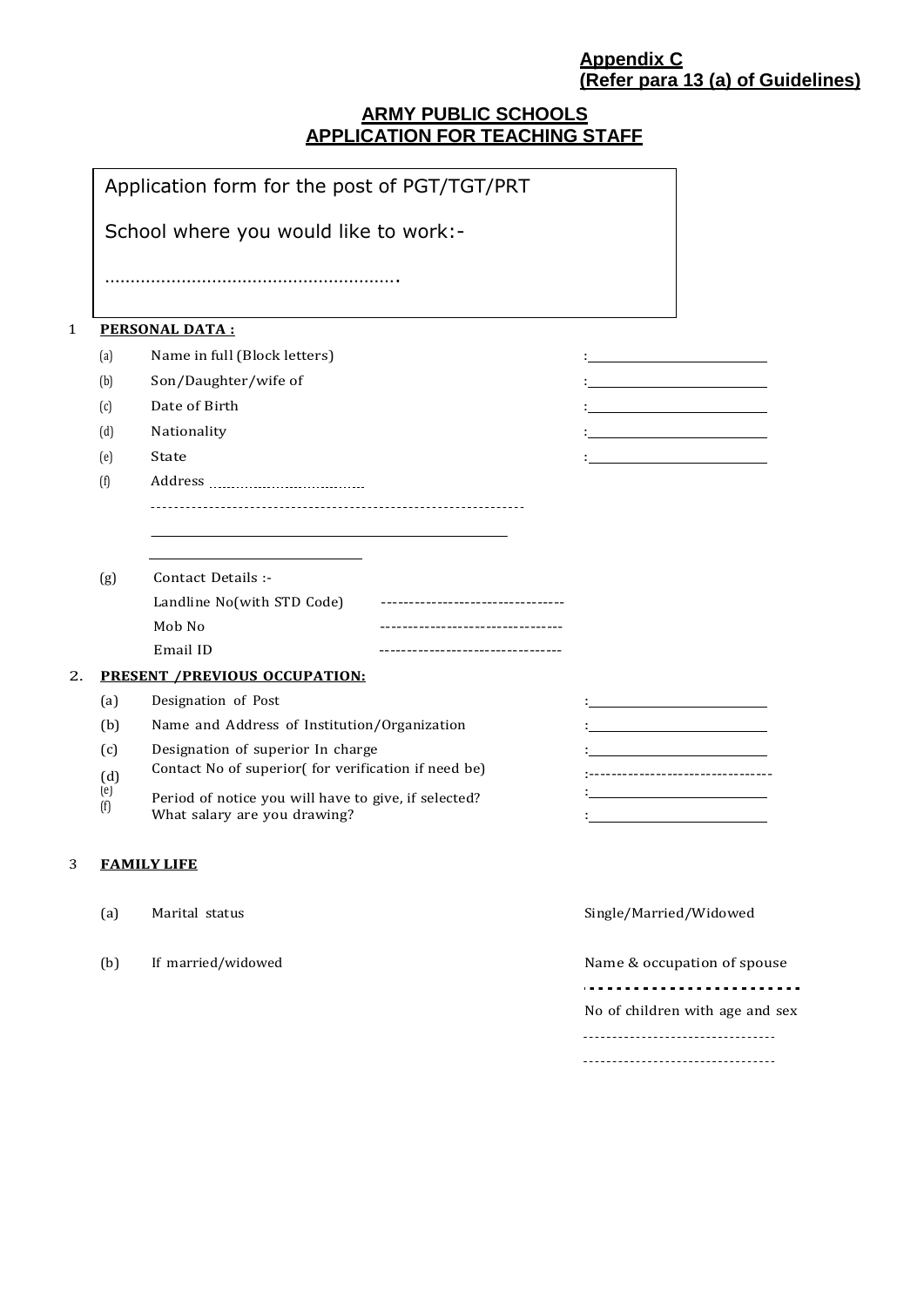**Appendix C**
**(Refer para 13 (a) of Guidelines)**

## ARMY PUBLIC SCHOOLS
## APPLICATION FOR TEACHING STAFF

Application form for the post of PGT/TGT/PRT

School where you would like to work:-

………………………………………………….

1 **PERSONAL DATA :**

(a) Name in full (Block letters) : ______________________

(b) Son/Daughter/wife of : ______________________

(c) Date of Birth : ______________________

(d) Nationality : ______________________

(e) State : ______________________

(f) Address ………………………………

---------------------------------------------------------------

______________________________________________

__________________________

(g) Contact Details :-

Landline No(with STD Code) --------------------------------

Mob No --------------------------------

Email ID --------------------------------

2. **PRESENT /PREVIOUS OCCUPATION:**

(a) Designation of Post : ______________________

(b) Name and Address of Institution/Organization : ______________________

(c) Designation of superior In charge : ______________________

(d) Contact No of superior( for verification if need be) :--------------------------------

(e) Period of notice you will have to give, if selected? : ______________________

(f) What salary are you drawing? : ______________________

3 **FAMILY LIFE**

(a) Marital status Single/Married/Widowed

(b) If married/widowed Name & occupation of spouse

------------------------

No of children with age and sex

--------------------------------

--------------------------------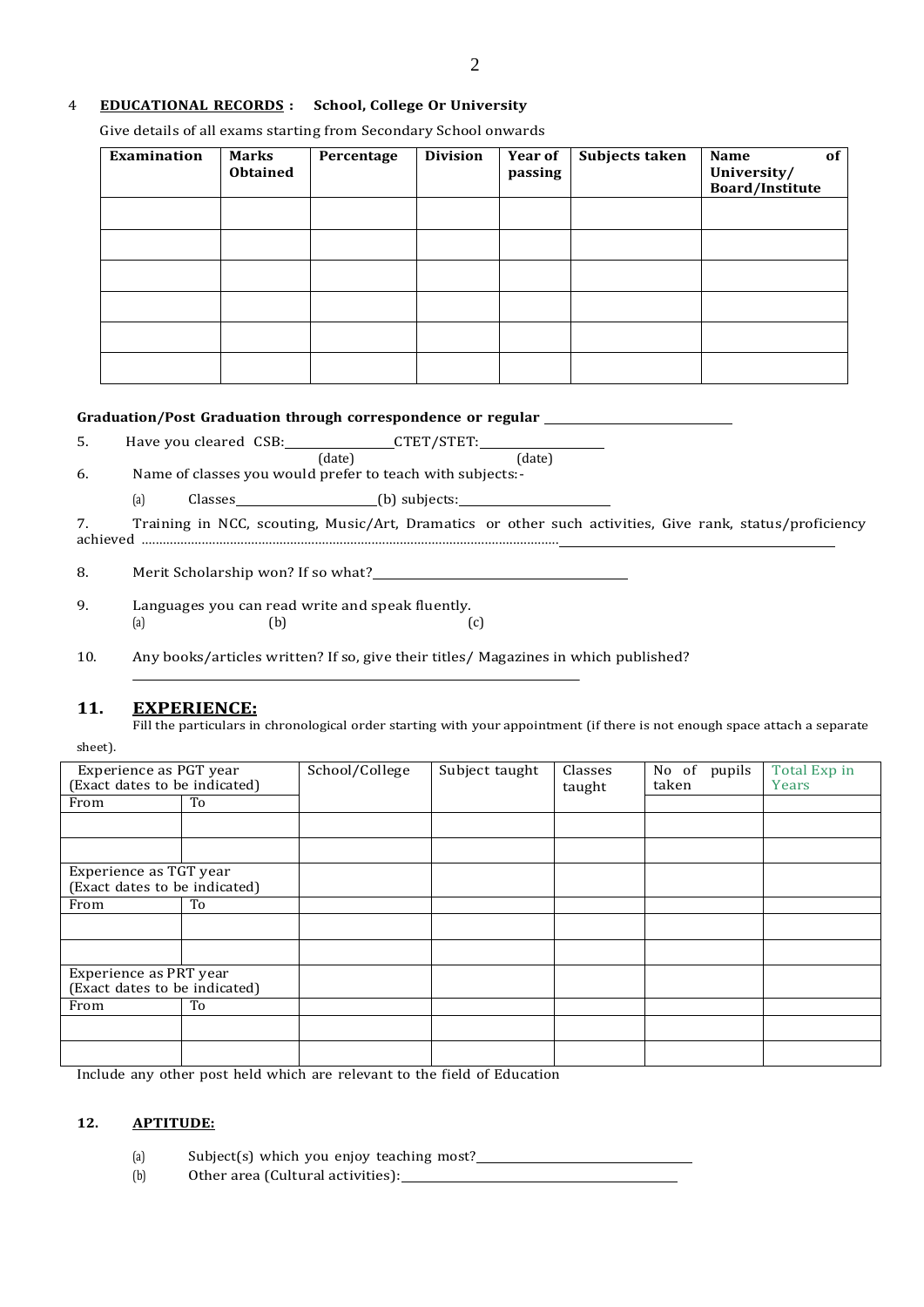4 **EDUCATIONAL RECORDS :** **School, College Or University**

Give details of all exams starting from Secondary School onwards

| Examination | Marks Obtained | Percentage | Division | Year of passing | Subjects taken | Name of University/ Board/Institute |
|---|---|---|---|---|---|---|
| | | | | | | |
| | | | | | | |
| | | | | | | |
| | | | | | | |
| | | | | | | |
| | | | | | | |

**Graduation/Post Graduation through correspondence or regular** ____________________

5. Have you cleared CSB:____________ (date) CTET/STET:____________ (date)

6. Name of classes you would prefer to teach with subjects:-

   (a) Classes________________(b) subjects:________________

7. Training in NCC, scouting, Music/Art, Dramatics or other such activities, Give rank, status/proficiency achieved ......................................................................................................................____________________

8. Merit Scholarship won? If so what?____________________

9. Languages you can read write and speak fluently.
   (a) (b) (c)

10. Any books/articles written? If so, give their titles/ Magazines in which published?
____________________

## 11. EXPERIENCE:

Fill the particulars in chronological order starting with your appointment (if there is not enough space attach a separate sheet).

| Experience as PGT year (Exact dates to be indicated) | | School/College | Subject taught | Classes taught | No of pupils taken | Total Exp in Years |
|---|---|---|---|---|---|---|
| From | To | | | | | |
| | | | | | | |
| | | | | | | |
| Experience as TGT year (Exact dates to be indicated) | | | | | | |
| From | To | | | | | |
| | | | | | | |
| | | | | | | |
| Experience as PRT year (Exact dates to be indicated) | | | | | | |
| From | To | | | | | |
| | | | | | | |
| | | | | | | |

Include any other post held which are relevant to the field of Education

**12. APTITUDE:**

(a) Subject(s) which you enjoy teaching most?____________________

(b) Other area (Cultural activities):____________________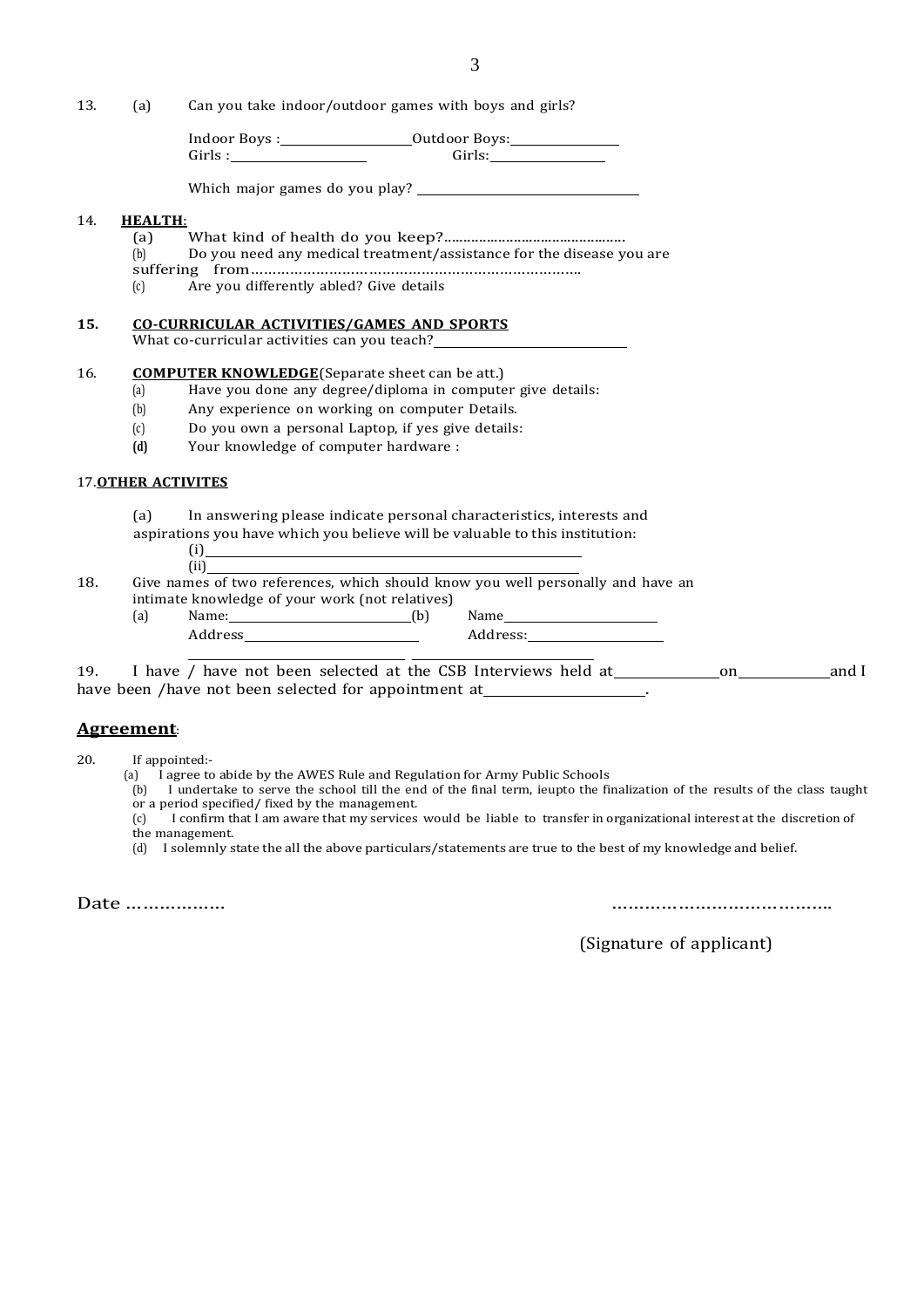13. (a) Can you take indoor/outdoor games with boys and girls?

Indoor Boys :\_\_\_\_\_\_\_\_\_\_\_\_\_\_\_\_ Outdoor Boys:\_\_\_\_\_\_\_\_\_\_\_\_\_\_
Girls :\_\_\_\_\_\_\_\_\_\_\_\_\_\_\_\_ Girls:\_\_\_\_\_\_\_\_\_\_\_\_\_\_

Which major games do you play? \_\_\_\_\_\_\_\_\_\_\_\_\_\_\_\_\_\_\_\_\_\_\_\_\_\_\_\_

14. **HEALTH**:
    (a) What kind of health do you keep?..............................................
    (b) Do you need any medical treatment/assistance for the disease you are suffering from…………………………………………………………………..
    (c) Are you differently abled? Give details

15. **CO-CURRICULAR ACTIVITIES/GAMES AND SPORTS**
    What co-curricular activities can you teach?\_\_\_\_\_\_\_\_\_\_\_\_\_\_\_\_\_\_\_\_\_\_\_\_

16. **COMPUTER KNOWLEDGE**(Separate sheet can be att.)
    (a) Have you done any degree/diploma in computer give details:
    (b) Any experience on working on computer Details.
    (c) Do you own a personal Laptop, if yes give details:
    **(d)** Your knowledge of computer hardware :

17.**OTHER ACTIVITES**

(a) In answering please indicate personal characteristics, interests and aspirations you have which you believe will be valuable to this institution:
(i)\_\_\_\_\_\_\_\_\_\_\_\_\_\_\_\_\_\_\_\_\_\_\_\_\_\_\_\_\_\_\_\_\_\_\_\_\_\_\_\_\_\_\_\_\_\_
(ii)\_\_\_\_\_\_\_\_\_\_\_\_\_\_\_\_\_\_\_\_\_\_\_\_\_\_\_\_\_\_\_\_\_\_\_\_\_\_\_\_\_\_\_\_\_\_

18. Give names of two references, which should know you well personally and have an intimate knowledge of your work (not relatives)
    (a) Name:\_\_\_\_\_\_\_\_\_\_\_\_\_\_\_\_\_\_\_\_\_\_ (b) Name\_\_\_\_\_\_\_\_\_\_\_\_\_\_\_\_\_\_\_\_
    Address\_\_\_\_\_\_\_\_\_\_\_\_\_\_\_\_\_\_\_\_\_\_ Address:\_\_\_\_\_\_\_\_\_\_\_\_\_\_\_\_\_\_\_\_

19. I have / have not been selected at the CSB Interviews held at\_\_\_\_\_\_\_\_\_\_\_\_ on\_\_\_\_\_\_\_\_\_\_\_\_ and I have been /have not been selected for appointment at\_\_\_\_\_\_\_\_\_\_\_\_\_\_\_\_\_\_\_\_.

## Agreement:

20. If appointed:-
    (a) I agree to abide by the AWES Rule and Regulation for Army Public Schools
    (b) I undertake to serve the school till the end of the final term, ieupto the finalization of the results of the class taught or a period specified/ fixed by the management.
    (c) I confirm that I am aware that my services would be liable to transfer in organizational interest at the discretion of the management.
    (d) I solemnly state the all the above particulars/statements are true to the best of my knowledge and belief.

Date ……………… …………………………………..

(Signature of applicant)